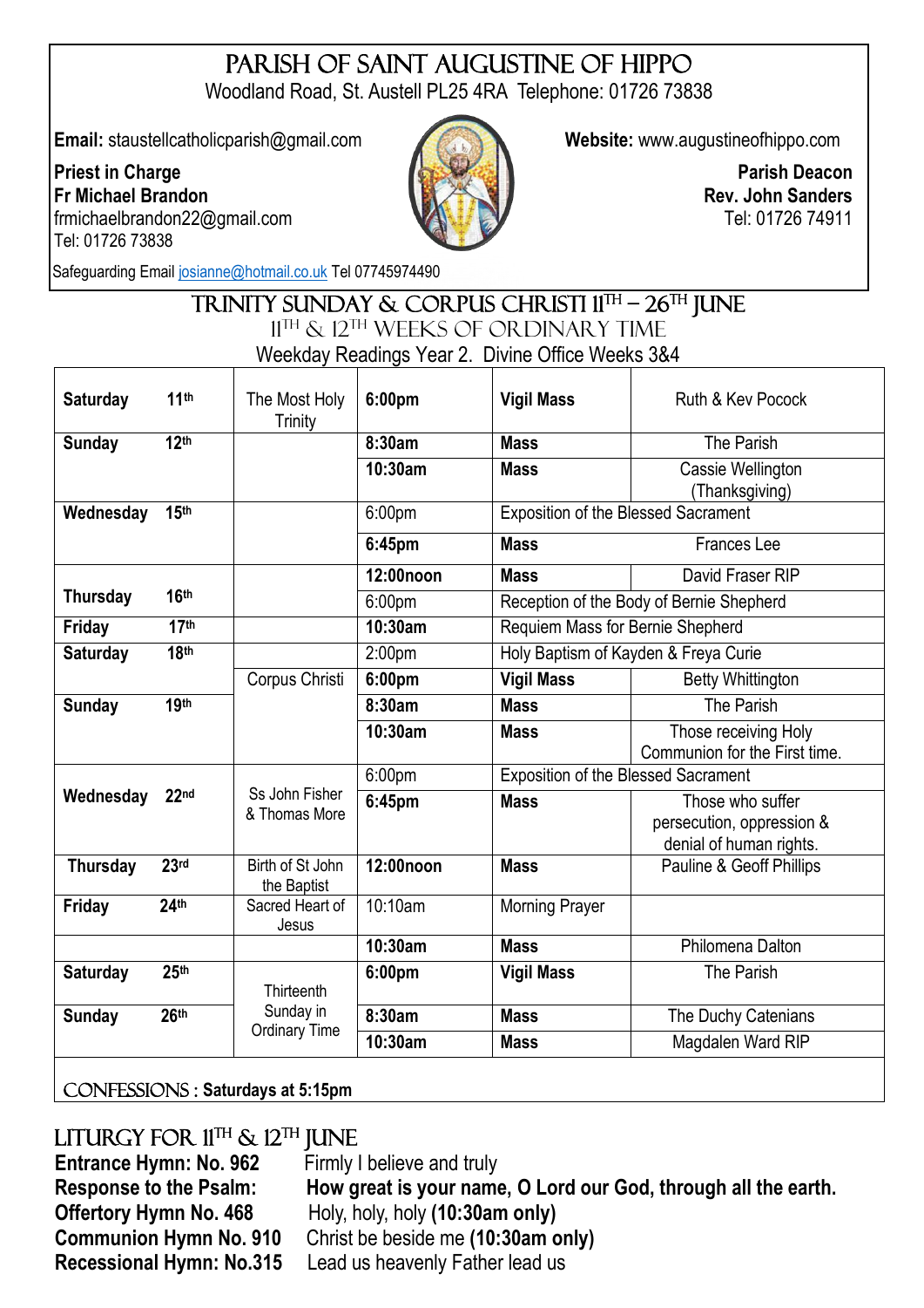# Parish of Saint Augustine of Hippo

Woodland Road, St. Austell PL25 4RA Telephone: 01726 73838

**Email:** staustellcatholicparish@gmail.com

**Website:** www.augustineofhippo.com

**Priest in Charge**
**Fr Michael Brandon**
frmichaelbrandon22@gmail.com
Tel: 01726 73838

**Parish Deacon**
**Rev. John Sanders**
Tel: 01726 74911

Safeguarding Email josianne@hotmail.co.uk Tel 07745974490

## Trinity Sunday & Corpus Christi 11th – 26th June

### 11th & 12th Weeks of Ordinary Time

Weekday Readings Year 2. Divine Office Weeks 3&4

| | | | | |
|---|---|---|---|---|
| **Saturday 11th** | The Most Holy Trinity | **6:00pm** | **Vigil Mass** | Ruth & Kev Pocock |
| **Sunday 12th** | | **8:30am** | **Mass** | The Parish |
| | | **10:30am** | **Mass** | Cassie Wellington (Thanksgiving) |
| **Wednesday 15th** | | 6:00pm | Exposition of the Blessed Sacrament | |
| | | **6:45pm** | **Mass** | Frances Lee |
| **Thursday 16th** | | **12:00noon** | **Mass** | David Fraser RIP |
| | | 6:00pm | Reception of the Body of Bernie Shepherd | |
| **Friday 17th** | | **10:30am** | Requiem Mass for Bernie Shepherd | |
| **Saturday 18th** | | 2:00pm | Holy Baptism of Kayden & Freya Curie | |
| | Corpus Christi | **6:00pm** | **Vigil Mass** | Betty Whittington |
| **Sunday 19th** | | **8:30am** | **Mass** | The Parish |
| | | **10:30am** | **Mass** | Those receiving Holy Communion for the First time. |
| **Wednesday 22nd** | Ss John Fisher & Thomas More | 6:00pm | Exposition of the Blessed Sacrament | |
| | | **6:45pm** | **Mass** | Those who suffer persecution, oppression & denial of human rights. |
| **Thursday 23rd** | Birth of St John the Baptist | **12:00noon** | **Mass** | Pauline & Geoff Phillips |
| **Friday 24th** | Sacred Heart of Jesus | 10:10am | Morning Prayer | |
| | | **10:30am** | **Mass** | Philomena Dalton |
| **Saturday 25th** | Thirteenth Sunday in Ordinary Time | **6:00pm** | **Vigil Mass** | The Parish |
| **Sunday 26th** | | **8:30am** | **Mass** | The Duchy Catenians |
| | | **10:30am** | **Mass** | Magdalen Ward RIP |

CONFESSIONS : **Saturdays at 5:15pm**

## Liturgy for 11th & 12th June

**Entrance Hymn: No. 962** Firmly I believe and truly
**Response to the Psalm:** **How great is your name, O Lord our God, through all the earth.**
**Offertory Hymn No. 468** Holy, holy, holy **(10:30am only)**
**Communion Hymn No. 910** Christ be beside me **(10:30am only)**
**Recessional Hymn: No.315** Lead us heavenly Father lead us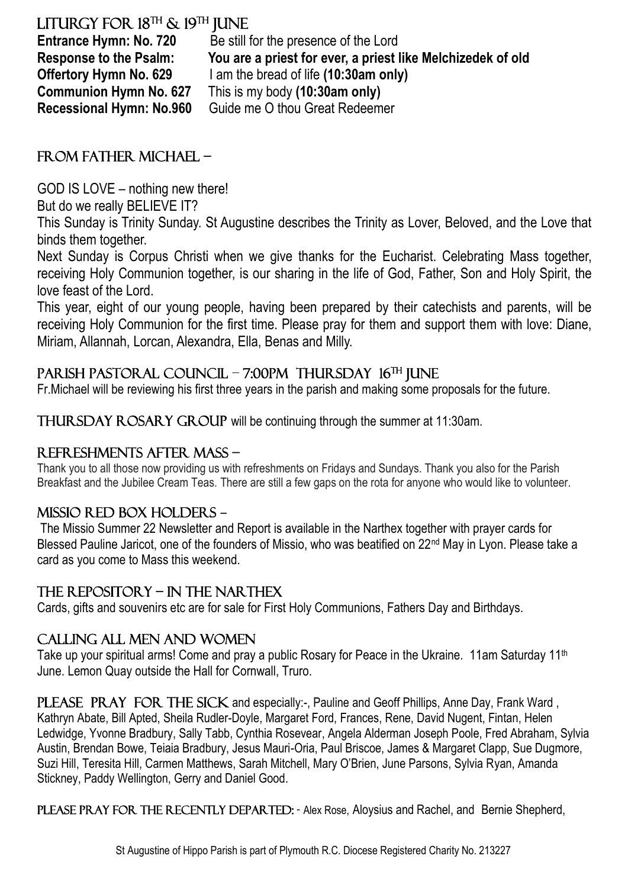# Liturgy for 18th & 19th June

**Entrance Hymn: No. 720** Be still for the presence of the Lord
**Response to the Psalm:** **You are a priest for ever, a priest like Melchizedek of old**
**Offertory Hymn No. 629** I am the bread of life **(10:30am only)**
**Communion Hymn No. 627** This is my body **(10:30am only)**
**Recessional Hymn: No.960** Guide me O thou Great Redeemer

## From Father Michael –

GOD IS LOVE – nothing new there!

But do we really BELIEVE IT?

This Sunday is Trinity Sunday. St Augustine describes the Trinity as Lover, Beloved, and the Love that binds them together.

Next Sunday is Corpus Christi when we give thanks for the Eucharist. Celebrating Mass together, receiving Holy Communion together, is our sharing in the life of God, Father, Son and Holy Spirit, the love feast of the Lord.

This year, eight of our young people, having been prepared by their catechists and parents, will be receiving Holy Communion for the first time. Please pray for them and support them with love: Diane, Miriam, Allannah, Lorcan, Alexandra, Ella, Benas and Milly.

## Parish Pastoral Council – 7:00pm Thursday 16th June

Fr.Michael will be reviewing his first three years in the parish and making some proposals for the future.

**Thursday Rosary Group** will be continuing through the summer at 11:30am.

## Refreshments after Mass –

Thank you to all those now providing us with refreshments on Fridays and Sundays. Thank you also for the Parish Breakfast and the Jubilee Cream Teas. There are still a few gaps on the rota for anyone who would like to volunteer.

## Missio Red Box Holders –

The Missio Summer 22 Newsletter and Report is available in the Narthex together with prayer cards for Blessed Pauline Jaricot, one of the founders of Missio, who was beatified on 22nd May in Lyon. Please take a card as you come to Mass this weekend.

## The Repository – in the Narthex

Cards, gifts and souvenirs etc are for sale for First Holy Communions, Fathers Day and Birthdays.

## Calling all men and women

Take up your spiritual arms! Come and pray a public Rosary for Peace in the Ukraine. 11am Saturday 11th June. Lemon Quay outside the Hall for Cornwall, Truro.

**Please pray for the sick** and especially:-, Pauline and Geoff Phillips, Anne Day, Frank Ward , Kathryn Abate, Bill Apted, Sheila Rudler-Doyle, Margaret Ford, Frances, Rene, David Nugent, Fintan, Helen Ledwidge, Yvonne Bradbury, Sally Tabb, Cynthia Rosevear, Angela Alderman Joseph Poole, Fred Abraham, Sylvia Austin, Brendan Bowe, Teiaia Bradbury, Jesus Mauri-Oria, Paul Briscoe, James & Margaret Clapp, Sue Dugmore, Suzi Hill, Teresita Hill, Carmen Matthews, Sarah Mitchell, Mary O'Brien, June Parsons, Sylvia Ryan, Amanda Stickney, Paddy Wellington, Gerry and Daniel Good.

**Please pray for the recently departed:** - Alex Rose, Aloysius and Rachel, and Bernie Shepherd,

St Augustine of Hippo Parish is part of Plymouth R.C. Diocese Registered Charity No. 213227